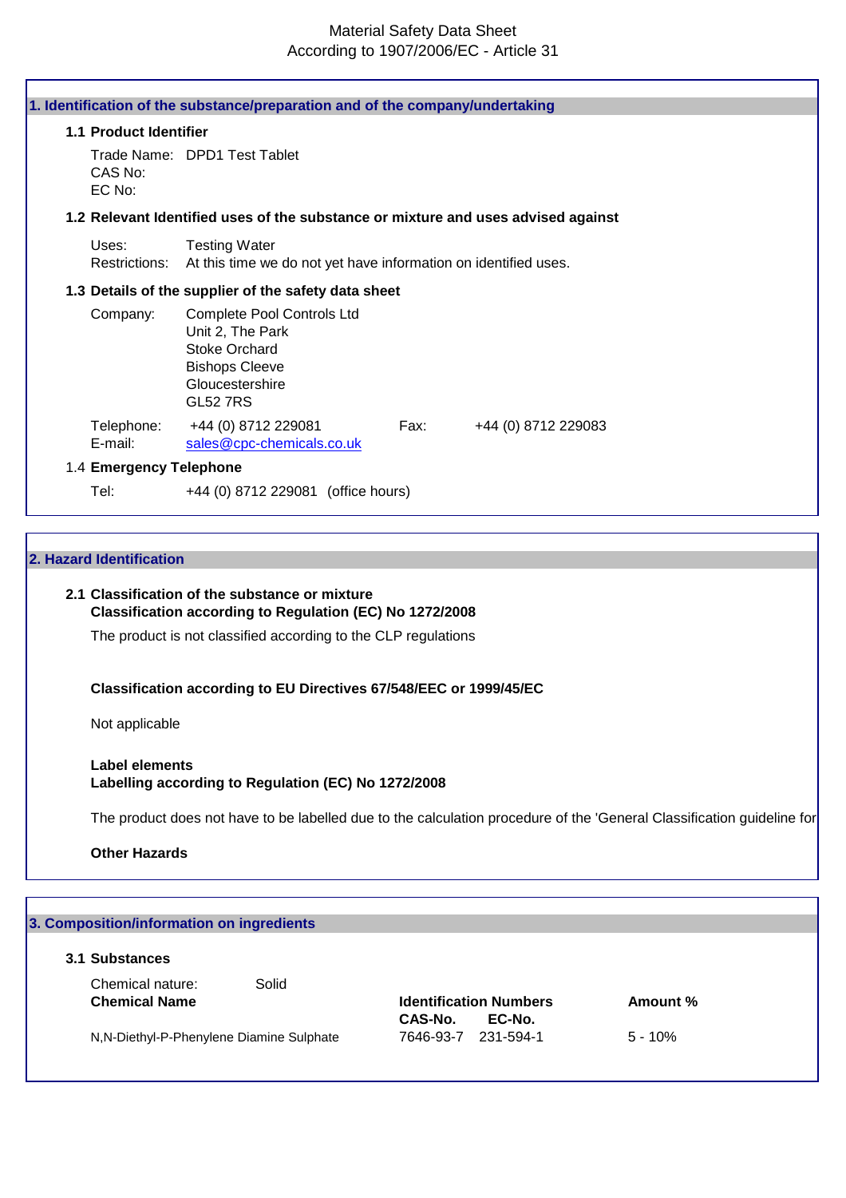Material Safety Data Sheet
According to 1907/2006/EC - Article 31

## 1. Identification of the substance/preparation and of the company/undertaking

### 1.1 Product Identifier

Trade Name: DPD1 Test Tablet
CAS No:
EC No:

### 1.2 Relevant Identified uses of the substance or mixture and uses advised against

Uses: Testing Water
Restrictions: At this time we do not yet have information on identified uses.

### 1.3 Details of the supplier of the safety data sheet

Company: Complete Pool Controls Ltd
Unit 2, The Park
Stoke Orchard
Bishops Cleeve
Gloucestershire
GL52 7RS

Telephone: +44 (0) 8712 229081 Fax: +44 (0) 8712 229083
E-mail: sales@cpc-chemicals.co.uk

### 1.4 Emergency Telephone

Tel: +44 (0) 8712 229081 (office hours)

## 2. Hazard Identification

### 2.1 Classification of the substance or mixture

**Classification according to Regulation (EC) No 1272/2008**

The product is not classified according to the CLP regulations

**Classification according to EU Directives 67/548/EEC or 1999/45/EC**

Not applicable

**Label elements**
**Labelling according to Regulation (EC) No 1272/2008**

The product does not have to be labelled due to the calculation procedure of the 'General Classification guideline for

**Other Hazards**

## 3. Composition/information on ingredients

### 3.1 Substances

Chemical nature: Solid

| Chemical Name | Identification Numbers CAS-No. | EC-No. | Amount % |
|---|---|---|---|
| N,N-Diethyl-P-Phenylene Diamine Sulphate | 7646-93-7 | 231-594-1 | 5 - 10% |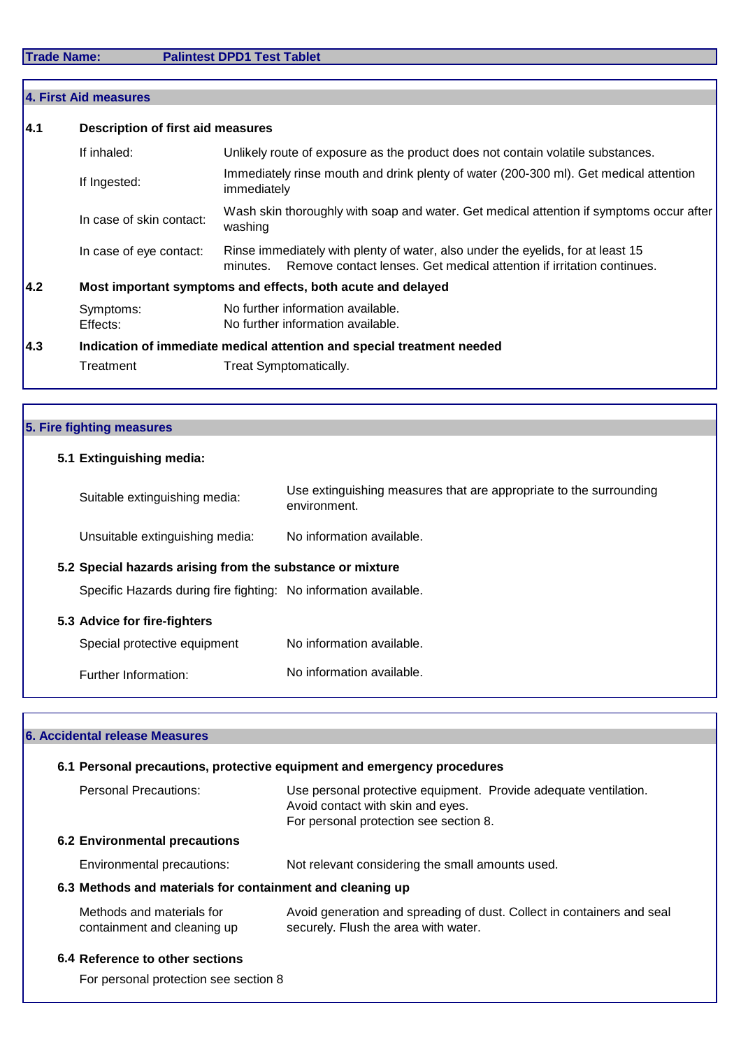**Trade Name:** Palintest DPD1 Test Tablet

## 4. First Aid measures

### 4.1 Description of first aid measures

| | |
|---|---|
| If inhaled: | Unlikely route of exposure as the product does not contain volatile substances. |
| If Ingested: | Immediately rinse mouth and drink plenty of water (200-300 ml). Get medical attention immediately |
| In case of skin contact: | Wash skin thoroughly with soap and water. Get medical attention if symptoms occur after washing |
| In case of eye contact: | Rinse immediately with plenty of water, also under the eyelids, for at least 15 minutes. Remove contact lenses. Get medical attention if irritation continues. |

### 4.2 Most important symptoms and effects, both acute and delayed

| | |
|---|---|
| Symptoms: | No further information available. |
| Effects: | No further information available. |

### 4.3 Indication of immediate medical attention and special treatment needed

| | |
|---|---|
| Treatment | Treat Symptomatically. |

## 5. Fire fighting measures

### 5.1 Extinguishing media:

| | |
|---|---|
| Suitable extinguishing media: | Use extinguishing measures that are appropriate to the surrounding environment. |
| Unsuitable extinguishing media: | No information available. |

### 5.2 Special hazards arising from the substance or mixture

| | |
|---|---|
| Specific Hazards during fire fighting: | No information available. |

### 5.3 Advice for fire-fighters

| | |
|---|---|
| Special protective equipment | No information available. |
| Further Information: | No information available. |

## 6. Accidental release Measures

### 6.1 Personal precautions, protective equipment and emergency procedures

| | |
|---|---|
| Personal Precautions: | Use personal protective equipment. Provide adequate ventilation. Avoid contact with skin and eyes. For personal protection see section 8. |

### 6.2 Environmental precautions

| | |
|---|---|
| Environmental precautions: | Not relevant considering the small amounts used. |

### 6.3 Methods and materials for containment and cleaning up

| | |
|---|---|
| Methods and materials for containment and cleaning up | Avoid generation and spreading of dust. Collect in containers and seal securely. Flush the area with water. |

### 6.4 Reference to other sections

For personal protection see section 8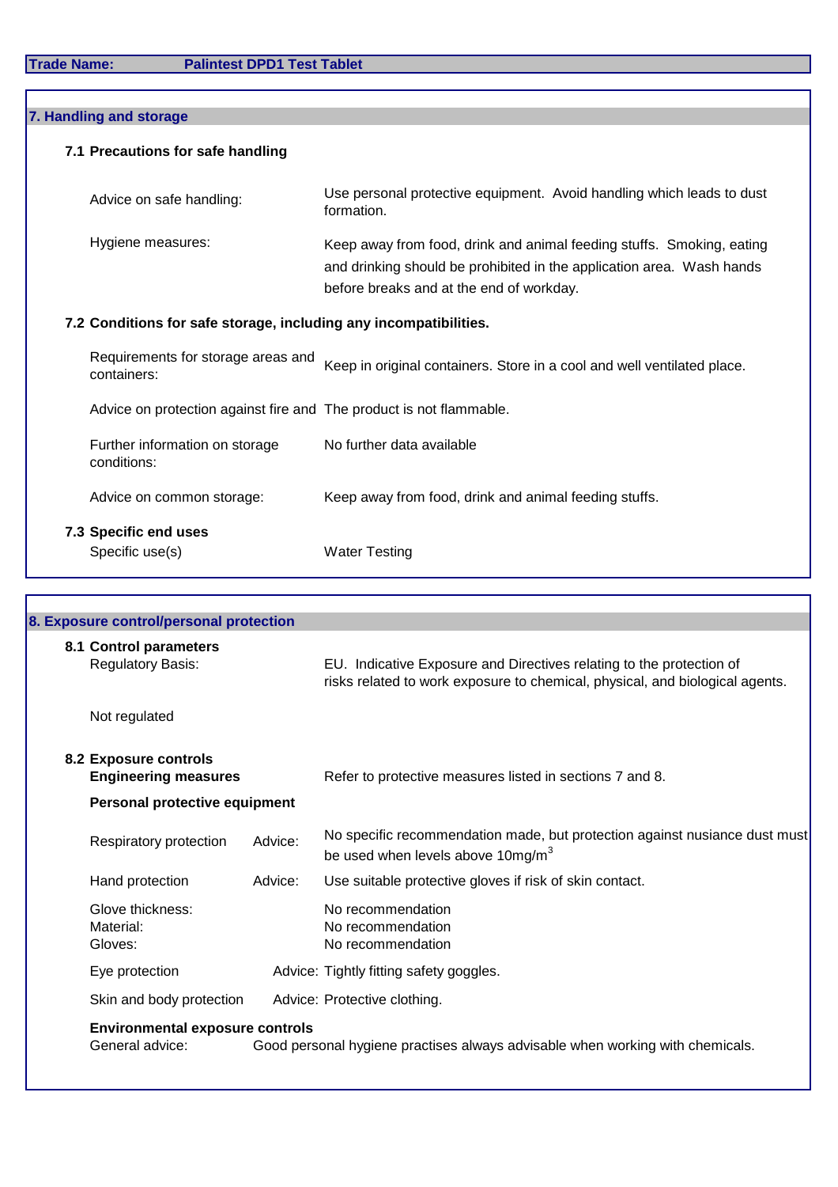**Trade Name:** Palintest DPD1 Test Tablet

## 7. Handling and storage

### 7.1 Precautions for safe handling

| | |
|---|---|
| Advice on safe handling: | Use personal protective equipment. Avoid handling which leads to dust formation. |
| Hygiene measures: | Keep away from food, drink and animal feeding stuffs. Smoking, eating and drinking should be prohibited in the application area. Wash hands before breaks and at the end of workday. |

### 7.2 Conditions for safe storage, including any incompatibilities.

| | |
|---|---|
| Requirements for storage areas and containers: | Keep in original containers. Store in a cool and well ventilated place. |
| Advice on protection against fire and | The product is not flammable. |
| Further information on storage conditions: | No further data available |
| Advice on common storage: | Keep away from food, drink and animal feeding stuffs. |

### 7.3 Specific end uses

| | |
|---|---|
| Specific use(s) | Water Testing |

## 8. Exposure control/personal protection

### 8.1 Control parameters

| | |
|---|---|
| Regulatory Basis: | EU. Indicative Exposure and Directives relating to the protection of risks related to work exposure to chemical, physical, and biological agents. |

Not regulated

### 8.2 Exposure controls

**Engineering measures** Refer to protective measures listed in sections 7 and 8.

**Personal protective equipment**

| | | |
|---|---|---|
| Respiratory protection | Advice: | No specific recommendation made, but protection against nusiance dust must be used when levels above 10mg/$m^3$ |
| Hand protection | Advice: | Use suitable protective gloves if risk of skin contact. |
| Glove thickness: | | No recommendation |
| Material: | | No recommendation |
| Gloves: | | No recommendation |
| Eye protection | Advice: | Tightly fitting safety goggles. |
| Skin and body protection | Advice: | Protective clothing. |

**Environmental exposure controls**

General advice: Good personal hygiene practises always advisable when working with chemicals.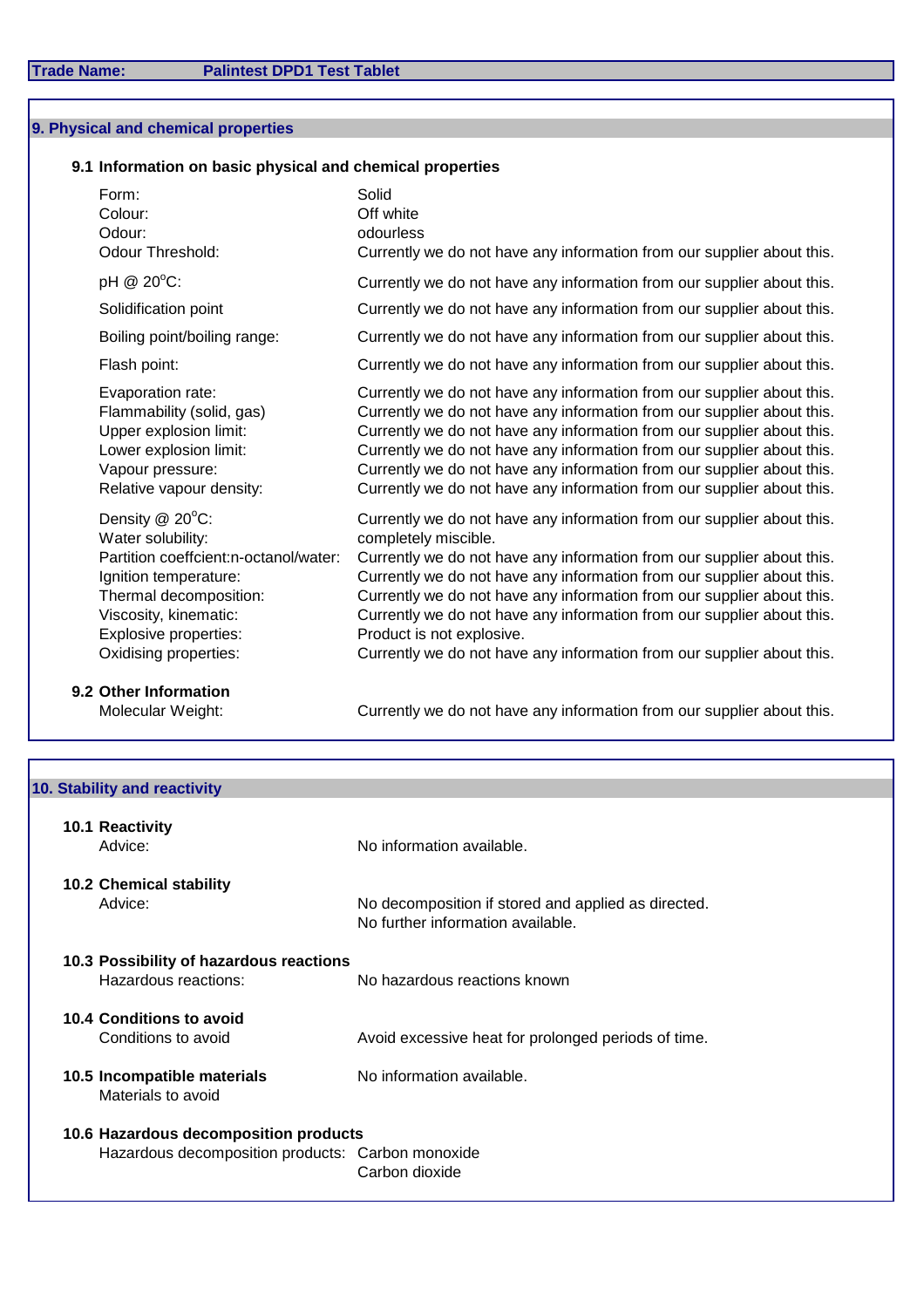**Trade Name:** Palintest DPD1 Test Tablet

## 9. Physical and chemical properties

### 9.1 Information on basic physical and chemical properties

| | |
|---|---|
| Form: | Solid |
| Colour: | Off white |
| Odour: | odourless |
| Odour Threshold: | Currently we do not have any information from our supplier about this. |
| pH @ 20°C: | Currently we do not have any information from our supplier about this. |
| Solidification point | Currently we do not have any information from our supplier about this. |
| Boiling point/boiling range: | Currently we do not have any information from our supplier about this. |
| Flash point: | Currently we do not have any information from our supplier about this. |
| Evaporation rate: | Currently we do not have any information from our supplier about this. |
| Flammability (solid, gas) | Currently we do not have any information from our supplier about this. |
| Upper explosion limit: | Currently we do not have any information from our supplier about this. |
| Lower explosion limit: | Currently we do not have any information from our supplier about this. |
| Vapour pressure: | Currently we do not have any information from our supplier about this. |
| Relative vapour density: | Currently we do not have any information from our supplier about this. |
| Density @ 20°C: | Currently we do not have any information from our supplier about this. |
| Water solubility: | completely miscible. |
| Partition coeffcient:n-octanol/water: | Currently we do not have any information from our supplier about this. |
| Ignition temperature: | Currently we do not have any information from our supplier about this. |
| Thermal decomposition: | Currently we do not have any information from our supplier about this. |
| Viscosity, kinematic: | Currently we do not have any information from our supplier about this. |
| Explosive properties: | Product is not explosive. |
| Oxidising properties: | Currently we do not have any information from our supplier about this. |

### 9.2 Other Information

| | |
|---|---|
| Molecular Weight: | Currently we do not have any information from our supplier about this. |

## 10. Stability and reactivity

### 10.1 Reactivity

Advice: No information available.

### 10.2 Chemical stability

Advice: No decomposition if stored and applied as directed.
No further information available.

### 10.3 Possibility of hazardous reactions

Hazardous reactions: No hazardous reactions known

### 10.4 Conditions to avoid

Conditions to avoid: Avoid excessive heat for prolonged periods of time.

### 10.5 Incompatible materials

Materials to avoid: No information available.

### 10.6 Hazardous decomposition products

Hazardous decomposition products: Carbon monoxide
Carbon dioxide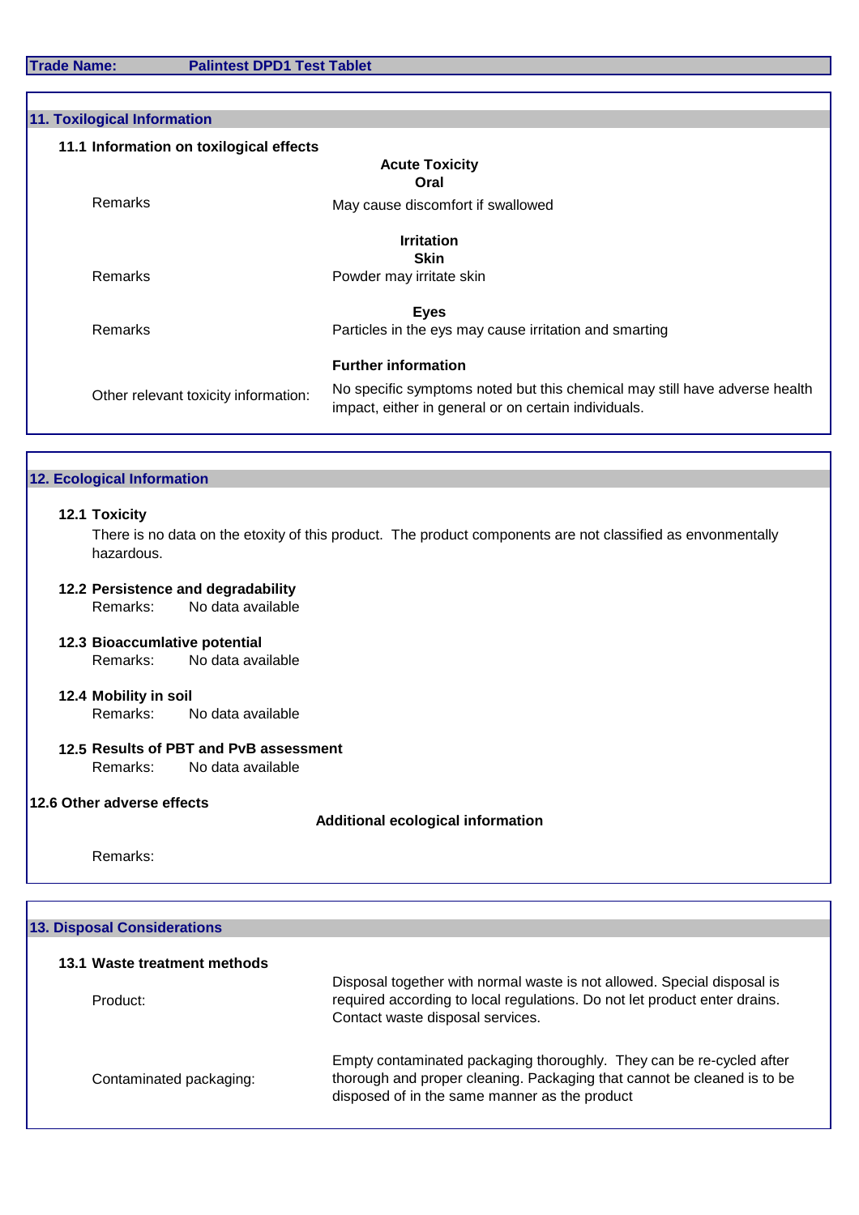**Trade Name:** **Palintest DPD1 Test Tablet**

## 11. Toxilogical Information

### 11.1 Information on toxilogical effects

**Acute Toxicity**

**Oral**

| | |
|---|---|
| Remarks | May cause discomfort if swallowed |

**Irritation**

**Skin**

| | |
|---|---|
| Remarks | Powder may irritate skin |

**Eyes**

| | |
|---|---|
| Remarks | Particles in the eys may cause irritation and smarting |

**Further information**

| | |
|---|---|
| Other relevant toxicity information: | No specific symptoms noted but this chemical may still have adverse health impact, either in general or on certain individuals. |

## 12. Ecological Information

### 12.1 Toxicity

There is no data on the etoxity of this product. The product components are not classified as envonmentally hazardous.

### 12.2 Persistence and degradability

Remarks: No data available

### 12.3 Bioaccumlative potential

Remarks: No data available

### 12.4 Mobility in soil

Remarks: No data available

### 12.5 Results of PBT and PvB assessment

Remarks: No data available

### 12.6 Other adverse effects

**Additional ecological information**

Remarks:

## 13. Disposal Considerations

### 13.1 Waste treatment methods

| | |
|---|---|
| Product: | Disposal together with normal waste is not allowed. Special disposal is required according to local regulations. Do not let product enter drains. Contact waste disposal services. |
| Contaminated packaging: | Empty contaminated packaging thoroughly. They can be re-cycled after thorough and proper cleaning. Packaging that cannot be cleaned is to be disposed of in the same manner as the product |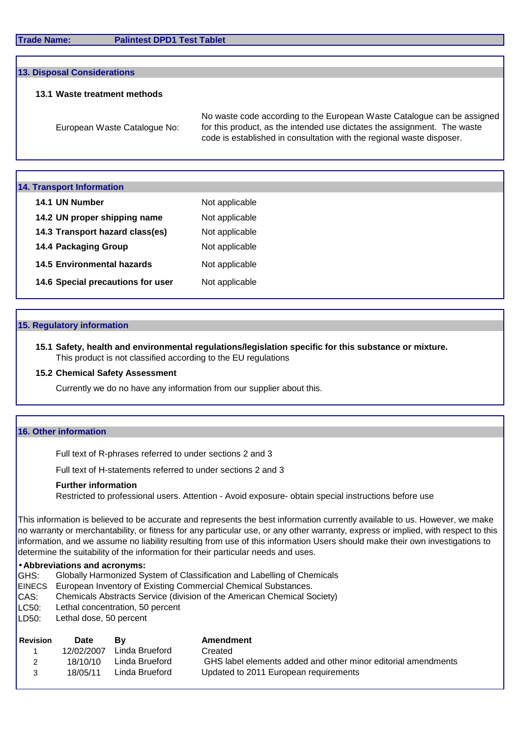**Trade Name:** **Palintest DPD1 Test Tablet**

## 13. Disposal Considerations

### 13.1 Waste treatment methods

European Waste Catalogue No: No waste code according to the European Waste Catalogue can be assigned for this product, as the intended use dictates the assignment. The waste code is established in consultation with the regional waste disposer.

## 14. Transport Information

| | |
|---|---|
| **14.1 UN Number** | Not applicable |
| **14.2 UN proper shipping name** | Not applicable |
| **14.3 Transport hazard class(es)** | Not applicable |
| **14.4 Packaging Group** | Not applicable |
| **14.5 Environmental hazards** | Not applicable |
| **14.6 Special precautions for user** | Not applicable |

## 15. Regulatory information

**15.1 Safety, health and environmental regulations/legislation specific for this substance or mixture.**
This product is not classified according to the EU regulations

**15.2 Chemical Safety Assessment**

Currently we do no have any information from our supplier about this.

## 16. Other information

Full text of R-phrases referred to under sections 2 and 3

Full text of H-statements referred to under sections 2 and 3

**Further information**
Restricted to professional users. Attention - Avoid exposure- obtain special instructions before use

This information is believed to be accurate and represents the best information currently available to us. However, we make no warranty or merchantability, or fitness for any particular use, or any other warranty, express or implied, with respect to this information, and we assume no liability resulting from use of this information Users should make their own investigations to determine the suitability of the information for their particular needs and uses.

**• Abbreviations and acronyms:**

GHS: Globally Harmonized System of Classification and Labelling of Chemicals
EINECS European Inventory of Existing Commercial Chemical Substances.
CAS: Chemicals Abstracts Service (division of the American Chemical Society)
LC50: Lethal concentration, 50 percent
LD50: Lethal dose, 50 percent

| Revision | Date | By | Amendment |
|---|---|---|---|
| 1 | 12/02/2007 | Linda Brueford | Created |
| 2 | 18/10/10 | Linda Brueford | GHS label elements added and other minor editorial amendments |
| 3 | 18/05/11 | Linda Brueford | Updated to 2011 European requirements |